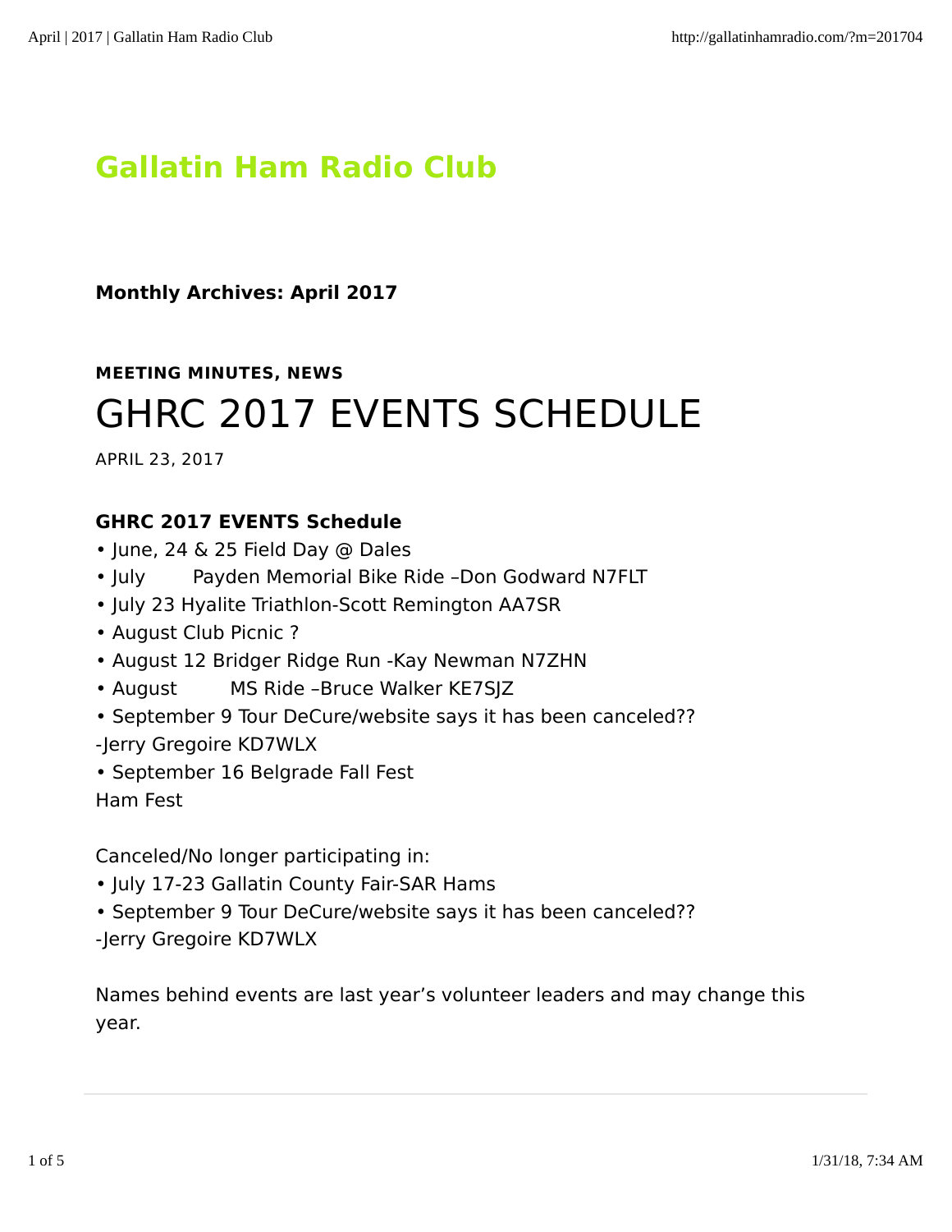# Gallatin Ham Radio Club

**Monthly Archives: April 2017**

**MEETING MINUTES, NEWS**

## GHRC 2017 EVENTS SCHEDULE

APRIL 23, 2017

**GHRC 2017 EVENTS Schedule**

- June, 24 & 25 Field Day @ Dales
- July     Payden Memorial Bike Ride –Don Godward N7FLT
- July 23 Hyalite Triathlon-Scott Remington AA7SR
- August Club Picnic ?
- August 12 Bridger Ridge Run -Kay Newman N7ZHN
- August     MS Ride –Bruce Walker KE7SJZ
- September 9 Tour DeCure/website says it has been canceled??

-Jerry Gregoire KD7WLX

- September 16 Belgrade Fall Fest

Ham Fest

Canceled/No longer participating in:

- July 17-23 Gallatin County Fair-SAR Hams
- September 9 Tour DeCure/website says it has been canceled??

-Jerry Gregoire KD7WLX

Names behind events are last year's volunteer leaders and may change this year.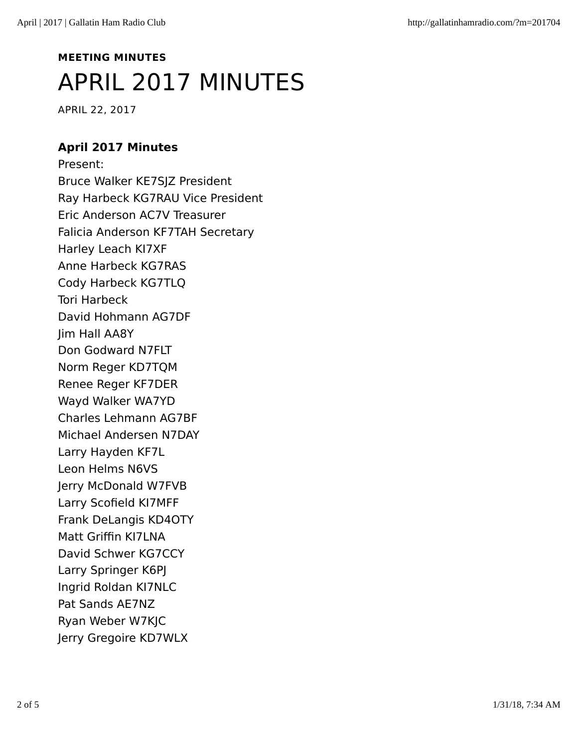**MEETING MINUTES**

# APRIL 2017 MINUTES

APRIL 22, 2017

**April 2017 Minutes**

Present:
Bruce Walker KE7SJZ President
Ray Harbeck KG7RAU Vice President
Eric Anderson AC7V Treasurer
Falicia Anderson KF7TAH Secretary
Harley Leach KI7XF
Anne Harbeck KG7RAS
Cody Harbeck KG7TLQ
Tori Harbeck
David Hohmann AG7DF
Jim Hall AA8Y
Don Godward N7FLT
Norm Reger KD7TQM
Renee Reger KF7DER
Wayd Walker WA7YD
Charles Lehmann AG7BF
Michael Andersen N7DAY
Larry Hayden KF7L
Leon Helms N6VS
Jerry McDonald W7FVB
Larry Scofield KI7MFF
Frank DeLangis KD4OTY
Matt Griffin KI7LNA
David Schwer KG7CCY
Larry Springer K6PJ
Ingrid Roldan KI7NLC
Pat Sands AE7NZ
Ryan Weber W7KJC
Jerry Gregoire KD7WLX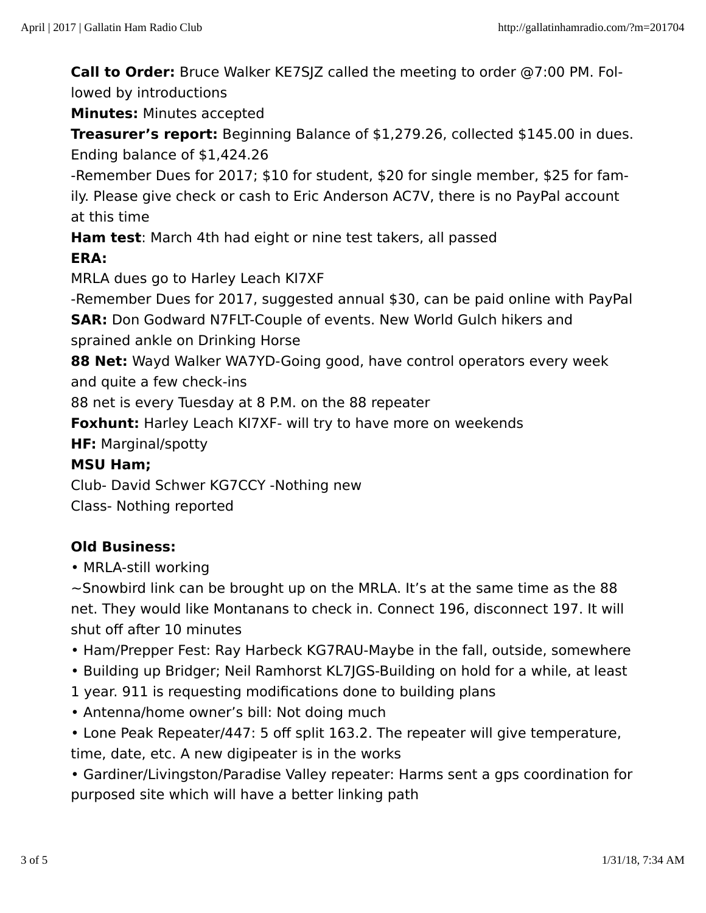**Call to Order:** Bruce Walker KE7SJZ called the meeting to order @7:00 PM. Followed by introductions

**Minutes:** Minutes accepted

**Treasurer's report:** Beginning Balance of $1,279.26, collected $145.00 in dues. Ending balance of $1,424.26

-Remember Dues for 2017; $10 for student, $20 for single member, $25 for family. Please give check or cash to Eric Anderson AC7V, there is no PayPal account at this time

**Ham test**: March 4th had eight or nine test takers, all passed

**ERA:**

MRLA dues go to Harley Leach KI7XF

-Remember Dues for 2017, suggested annual $30, can be paid online with PayPal

**SAR:** Don Godward N7FLT-Couple of events. New World Gulch hikers and sprained ankle on Drinking Horse

**88 Net:** Wayd Walker WA7YD-Going good, have control operators every week and quite a few check-ins

88 net is every Tuesday at 8 P.M. on the 88 repeater

**Foxhunt:** Harley Leach KI7XF- will try to have more on weekends

**HF:** Marginal/spotty

**MSU Ham;**

Club- David Schwer KG7CCY -Nothing new

Class- Nothing reported

**Old Business:**

• MRLA-still working

~Snowbird link can be brought up on the MRLA. It's at the same time as the 88 net. They would like Montanans to check in. Connect 196, disconnect 197. It will shut off after 10 minutes

• Ham/Prepper Fest: Ray Harbeck KG7RAU-Maybe in the fall, outside, somewhere

• Building up Bridger; Neil Ramhorst KL7JGS-Building on hold for a while, at least 1 year. 911 is requesting modifications done to building plans

• Antenna/home owner's bill: Not doing much

• Lone Peak Repeater/447: 5 off split 163.2. The repeater will give temperature, time, date, etc. A new digipeater is in the works

• Gardiner/Livingston/Paradise Valley repeater: Harms sent a gps coordination for purposed site which will have a better linking path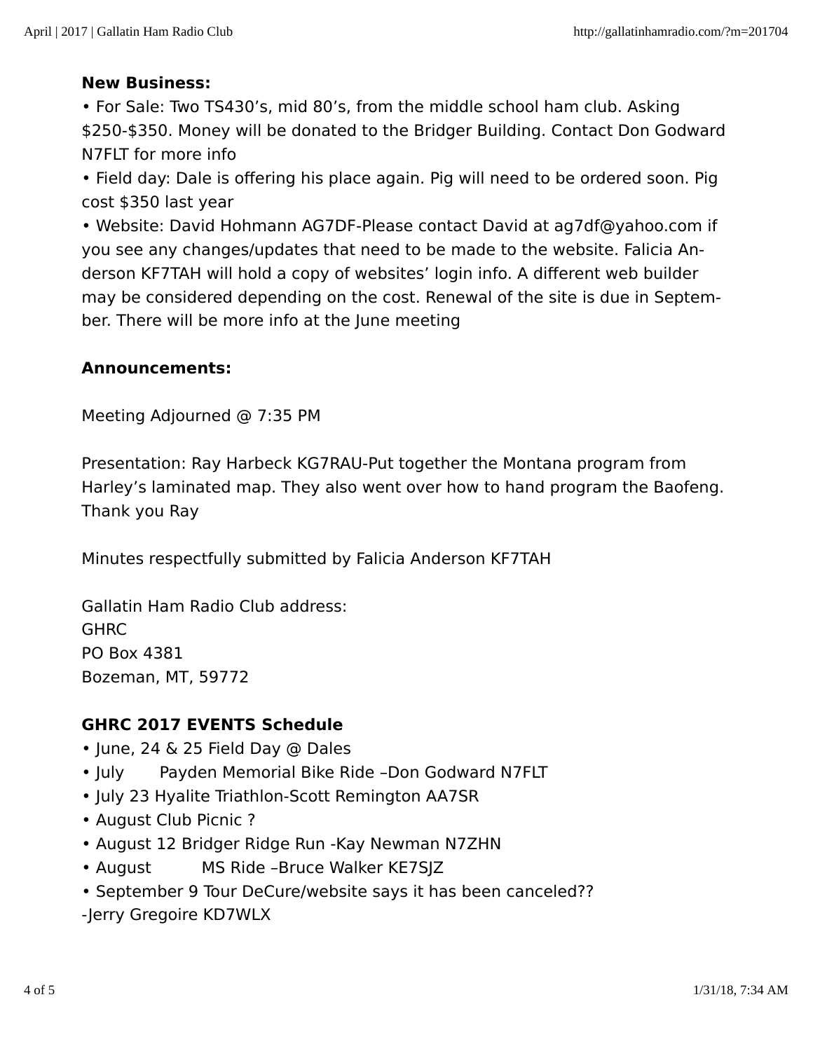**New Business:**

• For Sale: Two TS430's, mid 80's, from the middle school ham club. Asking $250-$350. Money will be donated to the Bridger Building. Contact Don Godward N7FLT for more info

• Field day: Dale is offering his place again. Pig will need to be ordered soon. Pig cost $350 last year

• Website: David Hohmann AG7DF-Please contact David at ag7df@yahoo.com if you see any changes/updates that need to be made to the website. Falicia Anderson KF7TAH will hold a copy of websites' login info. A different web builder may be considered depending on the cost. Renewal of the site is due in September. There will be more info at the June meeting

**Announcements:**

Meeting Adjourned @ 7:35 PM

Presentation: Ray Harbeck KG7RAU-Put together the Montana program from Harley's laminated map. They also went over how to hand program the Baofeng. Thank you Ray

Minutes respectfully submitted by Falicia Anderson KF7TAH

Gallatin Ham Radio Club address:
GHRC
PO Box 4381
Bozeman, MT, 59772

**GHRC 2017 EVENTS Schedule**

• June, 24 & 25 Field Day @ Dales
• July Payden Memorial Bike Ride –Don Godward N7FLT
• July 23 Hyalite Triathlon-Scott Remington AA7SR
• August Club Picnic ?
• August 12 Bridger Ridge Run -Kay Newman N7ZHN
• August MS Ride –Bruce Walker KE7SJZ
• September 9 Tour DeCure/website says it has been canceled??
-Jerry Gregoire KD7WLX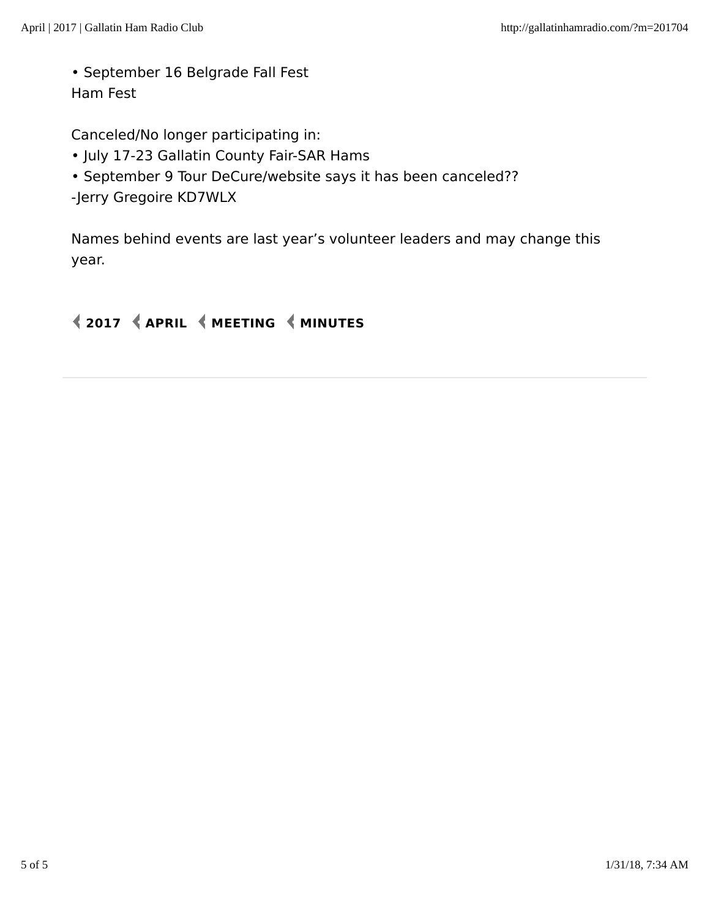• September 16 Belgrade Fall Fest
Ham Fest

Canceled/No longer participating in:
• July 17-23 Gallatin County Fair-SAR Hams
• September 9 Tour DeCure/website says it has been canceled??
-Jerry Gregoire KD7WLX

Names behind events are last year’s volunteer leaders and may change this year.

**2017** **APRIL** **MEETING** **MINUTES**